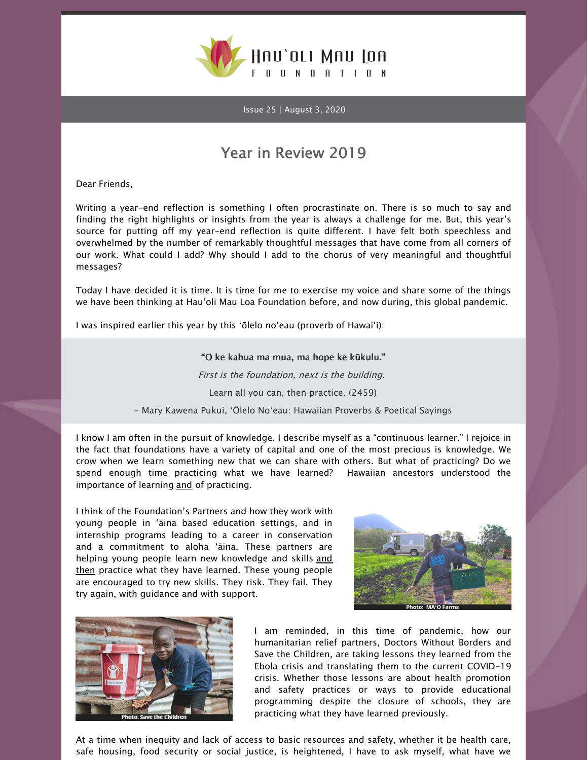Hau'oli Mau Loa Foundation

Issue 25 | August 3, 2020

# Year in Review 2019

Dear Friends,

Writing a year-end reflection is something I often procrastinate on. There is so much to say and finding the right highlights or insights from the year is always a challenge for me. But, this year's source for putting off my year-end reflection is quite different. I have felt both speechless and overwhelmed by the number of remarkably thoughtful messages that have come from all corners of our work. What could I add? Why should I add to the chorus of very meaningful and thoughtful messages?

Today I have decided it is time. It is time for me to exercise my voice and share some of the things we have been thinking at Hau'oli Mau Loa Foundation before, and now during, this global pandemic.

I was inspired earlier this year by this ʻōlelo noʻeau (proverb of Hawaiʻi):

> **"O ke kahua ma mua, ma hope ke kūkulu."**
>
> *First is the foundation, next is the building.*
>
> Learn all you can, then practice. (2459)
>
> – Mary Kawena Pukui, ʻŌlelo Noʻeau: Hawaiian Proverbs & Poetical Sayings

I know I am often in the pursuit of knowledge. I describe myself as a "continuous learner." I rejoice in the fact that foundations have a variety of capital and one of the most precious is knowledge. We crow when we learn something new that we can share with others. But what of practicing? Do we spend enough time practicing what we have learned? Hawaiian ancestors understood the importance of learning and of practicing.

I think of the Foundation's Partners and how they work with young people in ʻāina based education settings, and in internship programs leading to a career in conservation and a commitment to aloha ʻāina. These partners are helping young people learn new knowledge and skills and then practice what they have learned. These young people are encouraged to try new skills. They risk. They fail. They try again, with guidance and with support.

Photo: MAʻO Farms

Photo: Save the Children

I am reminded, in this time of pandemic, how our humanitarian relief partners, Doctors Without Borders and Save the Children, are taking lessons they learned from the Ebola crisis and translating them to the current COVID-19 crisis. Whether those lessons are about health promotion and safety practices or ways to provide educational programming despite the closure of schools, they are practicing what they have learned previously.

At a time when inequity and lack of access to basic resources and safety, whether it be health care, safe housing, food security or social justice, is heightened, I have to ask myself, what have we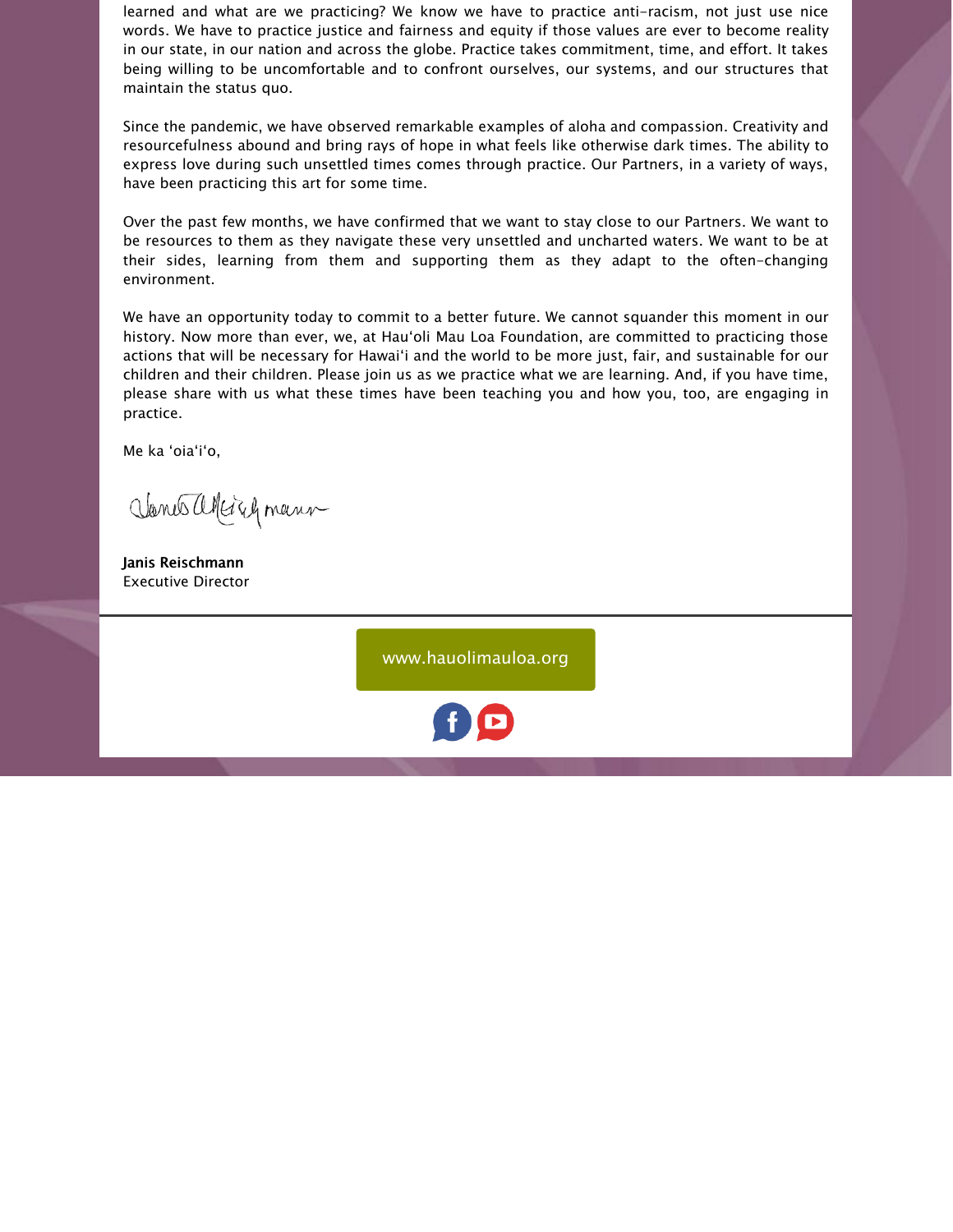learned and what are we practicing? We know we have to practice anti-racism, not just use nice words. We have to practice justice and fairness and equity if those values are ever to become reality in our state, in our nation and across the globe. Practice takes commitment, time, and effort. It takes being willing to be uncomfortable and to confront ourselves, our systems, and our structures that maintain the status quo.

Since the pandemic, we have observed remarkable examples of aloha and compassion. Creativity and resourcefulness abound and bring rays of hope in what feels like otherwise dark times. The ability to express love during such unsettled times comes through practice. Our Partners, in a variety of ways, have been practicing this art for some time.

Over the past few months, we have confirmed that we want to stay close to our Partners. We want to be resources to them as they navigate these very unsettled and uncharted waters. We want to be at their sides, learning from them and supporting them as they adapt to the often-changing environment.

We have an opportunity today to commit to a better future. We cannot squander this moment in our history. Now more than ever, we, at Hau'oli Mau Loa Foundation, are committed to practicing those actions that will be necessary for Hawai'i and the world to be more just, fair, and sustainable for our children and their children. Please join us as we practice what we are learning. And, if you have time, please share with us what these times have been teaching you and how you, too, are engaging in practice.

Me ka 'oia'i'o,

**Janis Reischmann**
Executive Director

www.hauolimauloa.org